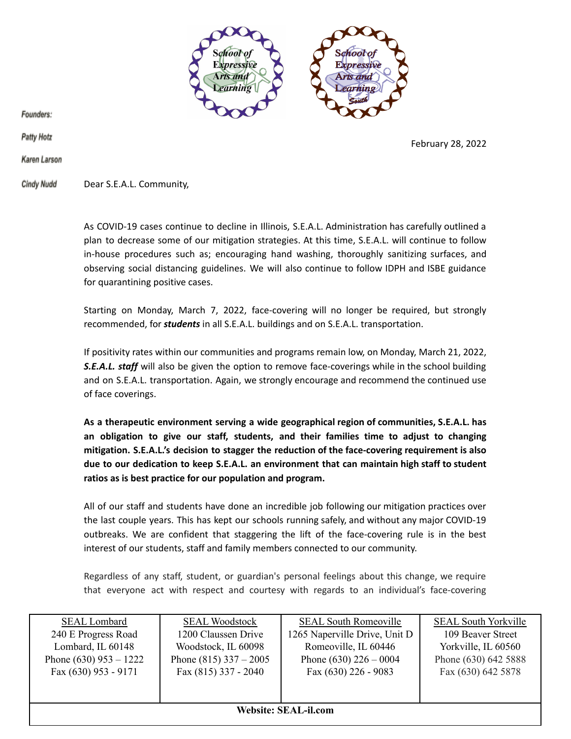School of Expressive Arts and Learning

School of Expressive Arts and Learning South

Founders:

Patty Hotz

Karen Larson

Cindy Nudd

February 28, 2022

Dear S.E.A.L. Community,

As COVID-19 cases continue to decline in Illinois, S.E.A.L. Administration has carefully outlined a plan to decrease some of our mitigation strategies. At this time, S.E.A.L. will continue to follow in-house procedures such as; encouraging hand washing, thoroughly sanitizing surfaces, and observing social distancing guidelines. We will also continue to follow IDPH and ISBE guidance for quarantining positive cases.

Starting on Monday, March 7, 2022, face-covering will no longer be required, but strongly recommended, for ***students*** in all S.E.A.L. buildings and on S.E.A.L. transportation.

If positivity rates within our communities and programs remain low, on Monday, March 21, 2022, ***S.E.A.L. staff*** will also be given the option to remove face-coverings while in the school building and on S.E.A.L. transportation. Again, we strongly encourage and recommend the continued use of face coverings.

**As a therapeutic environment serving a wide geographical region of communities, S.E.A.L. has an obligation to give our staff, students, and their families time to adjust to changing mitigation. S.E.A.L.'s decision to stagger the reduction of the face-covering requirement is also due to our dedication to keep S.E.A.L. an environment that can maintain high staff to student ratios as is best practice for our population and program.**

All of our staff and students have done an incredible job following our mitigation practices over the last couple years. This has kept our schools running safely, and without any major COVID-19 outbreaks. We are confident that staggering the lift of the face-covering rule is in the best interest of our students, staff and family members connected to our community.

Regardless of any staff, student, or guardian's personal feelings about this change, we require that everyone act with respect and courtesy with regards to an individual's face-covering

| SEAL Lombard | SEAL Woodstock | SEAL South Romeoville | SEAL South Yorkville |
|---|---|---|---|
| 240 E Progress Road<br>Lombard, IL 60148<br>Phone (630) 953 – 1222<br>Fax (630) 953 - 9171 | 1200 Claussen Drive<br>Woodstock, IL 60098<br>Phone (815) 337 – 2005<br>Fax (815) 337 - 2040 | 1265 Naperville Drive, Unit D<br>Romeoville, IL 60446<br>Phone (630) 226 – 0004<br>Fax (630) 226 - 9083 | 109 Beaver Street<br>Yorkville, IL 60560<br>Phone (630) 642 5888<br>Fax (630) 642 5878 |

**Website: SEAL-il.com**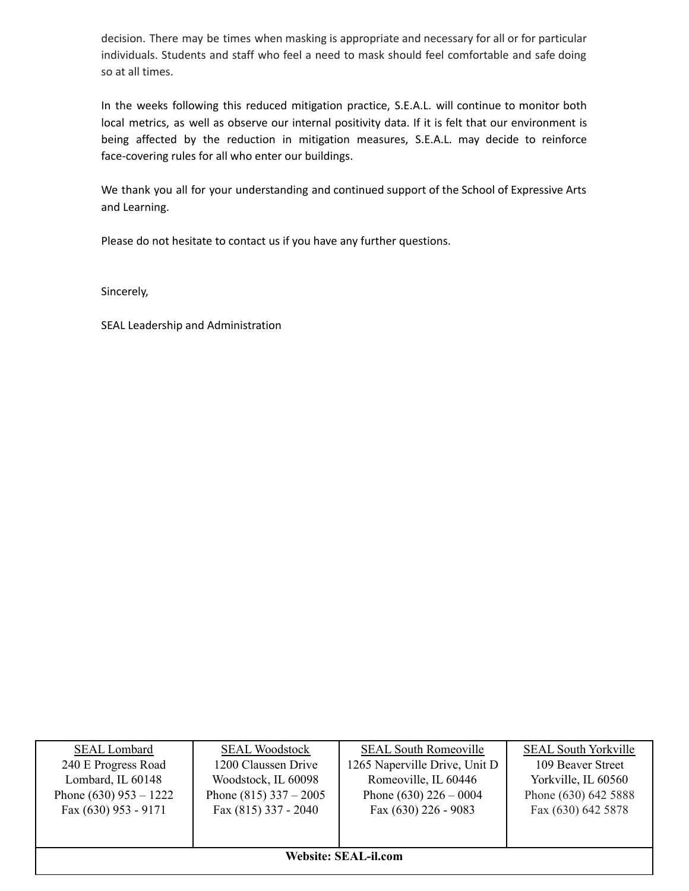decision. There may be times when masking is appropriate and necessary for all or for particular individuals. Students and staff who feel a need to mask should feel comfortable and safe doing so at all times.

In the weeks following this reduced mitigation practice, S.E.A.L. will continue to monitor both local metrics, as well as observe our internal positivity data. If it is felt that our environment is being affected by the reduction in mitigation measures, S.E.A.L. may decide to reinforce face-covering rules for all who enter our buildings.

We thank you all for your understanding and continued support of the School of Expressive Arts and Learning.

Please do not hesitate to contact us if you have any further questions.

Sincerely,

SEAL Leadership and Administration

| | | | |
|---|---|---|---|
| SEAL Lombard<br>240 E Progress Road<br>Lombard, IL 60148<br>Phone (630) 953 – 1222<br>Fax (630) 953 - 9171 | SEAL Woodstock<br>1200 Claussen Drive<br>Woodstock, IL 60098<br>Phone (815) 337 – 2005<br>Fax (815) 337 - 2040 | SEAL South Romeoville<br>1265 Naperville Drive, Unit D<br>Romeoville, IL 60446<br>Phone (630) 226 – 0004<br>Fax (630) 226 - 9083 | SEAL South Yorkville<br>109 Beaver Street<br>Yorkville, IL 60560<br>Phone (630) 642 5888<br>Fax (630) 642 5878 |
| **Website: SEAL-il.com** | | | |